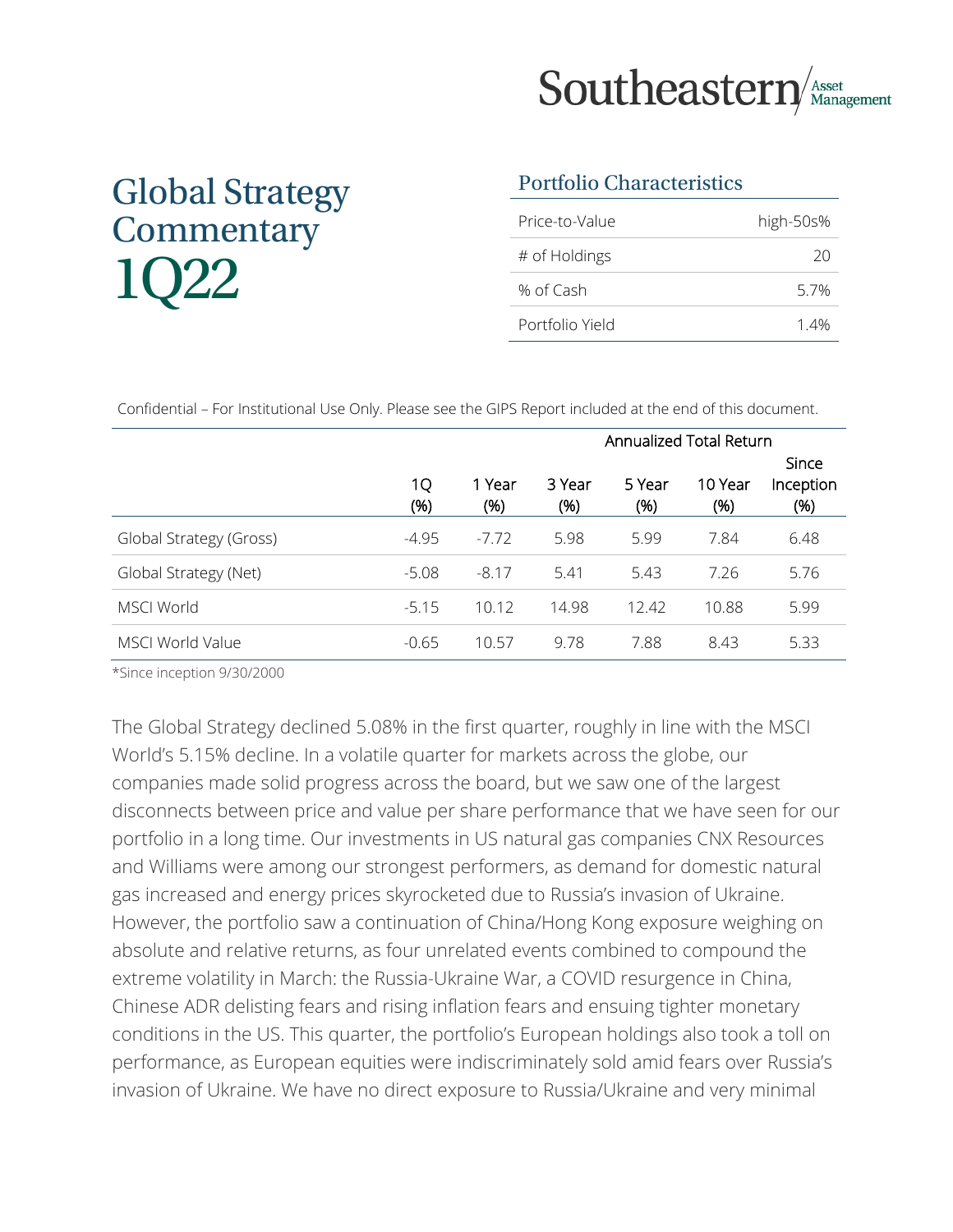Southeastern Asset Management

# Global Strategy Commentary 1Q22

## Portfolio Characteristics

| | |
|---|---|
| Price-to-Value | high-50s% |
| # of Holdings | 20 |
| % of Cash | 5.7% |
| Portfolio Yield | 1.4% |

Confidential – For Institutional Use Only. Please see the GIPS Report included at the end of this document.

| | | | Annualized Total Return | | | |
|---|---|---|---|---|---|---|
| | 1Q (%) | 1 Year (%) | 3 Year (%) | 5 Year (%) | 10 Year (%) | Since Inception (%) |
| Global Strategy (Gross) | -4.95 | -7.72 | 5.98 | 5.99 | 7.84 | 6.48 |
| Global Strategy (Net) | -5.08 | -8.17 | 5.41 | 5.43 | 7.26 | 5.76 |
| MSCI World | -5.15 | 10.12 | 14.98 | 12.42 | 10.88 | 5.99 |
| MSCI World Value | -0.65 | 10.57 | 9.78 | 7.88 | 8.43 | 5.33 |

*Since inception 9/30/2000

The Global Strategy declined 5.08% in the first quarter, roughly in line with the MSCI World's 5.15% decline. In a volatile quarter for markets across the globe, our companies made solid progress across the board, but we saw one of the largest disconnects between price and value per share performance that we have seen for our portfolio in a long time. Our investments in US natural gas companies CNX Resources and Williams were among our strongest performers, as demand for domestic natural gas increased and energy prices skyrocketed due to Russia's invasion of Ukraine. However, the portfolio saw a continuation of China/Hong Kong exposure weighing on absolute and relative returns, as four unrelated events combined to compound the extreme volatility in March: the Russia-Ukraine War, a COVID resurgence in China, Chinese ADR delisting fears and rising inflation fears and ensuing tighter monetary conditions in the US. This quarter, the portfolio's European holdings also took a toll on performance, as European equities were indiscriminately sold amid fears over Russia's invasion of Ukraine. We have no direct exposure to Russia/Ukraine and very minimal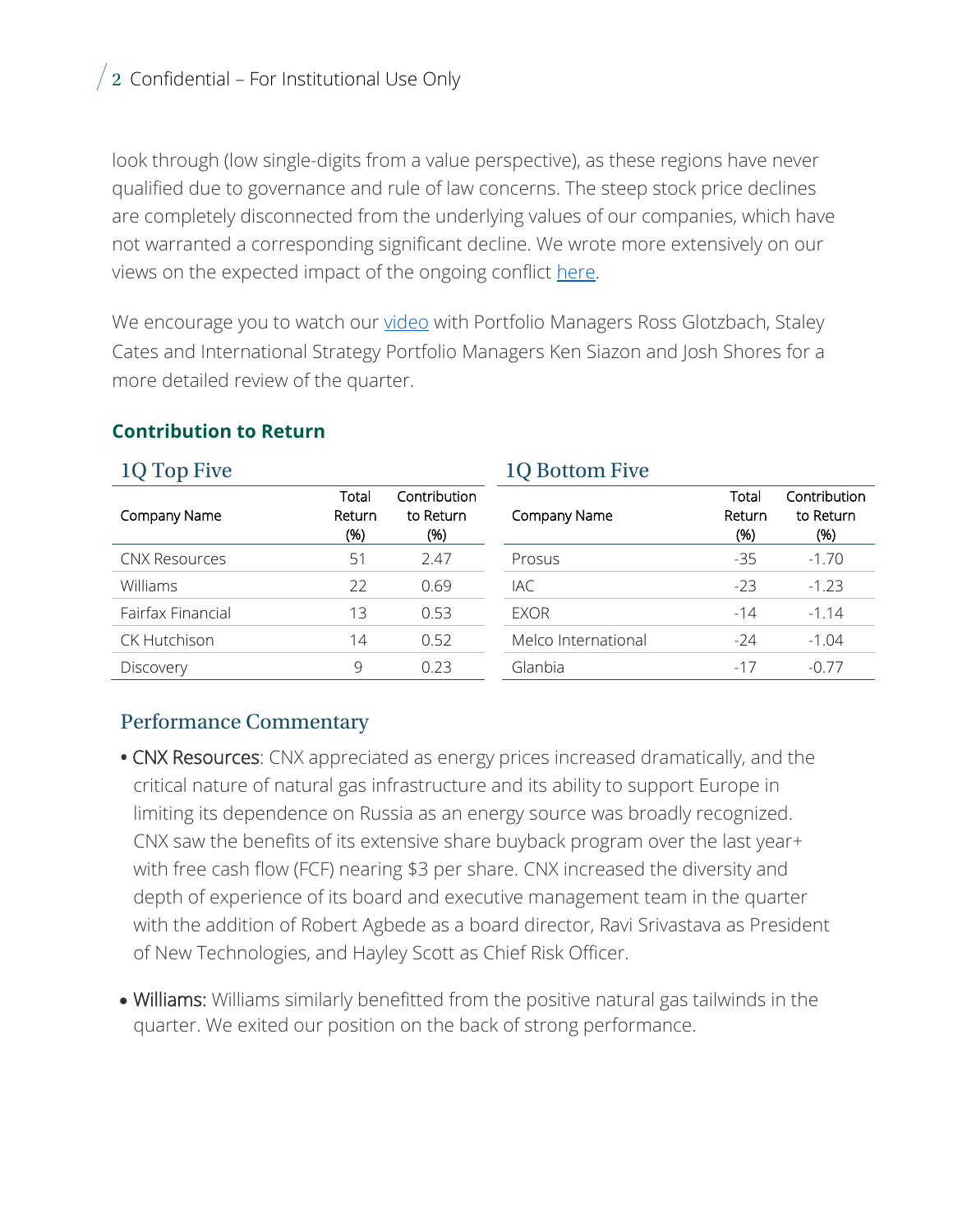look through (low single-digits from a value perspective), as these regions have never qualified due to governance and rule of law concerns. The steep stock price declines are completely disconnected from the underlying values of our companies, which have not warranted a corresponding significant decline. We wrote more extensively on our views on the expected impact of the ongoing conflict here.

We encourage you to watch our video with Portfolio Managers Ross Glotzbach, Staley Cates and International Strategy Portfolio Managers Ken Siazon and Josh Shores for a more detailed review of the quarter.

### Contribution to Return

#### 1Q Top Five

| Company Name | Total Return (%) | Contribution to Return (%) |
|---|---|---|
| CNX Resources | 51 | 2.47 |
| Williams | 22 | 0.69 |
| Fairfax Financial | 13 | 0.53 |
| CK Hutchison | 14 | 0.52 |
| Discovery | 9 | 0.23 |

#### 1Q Bottom Five

| Company Name | Total Return (%) | Contribution to Return (%) |
|---|---|---|
| Prosus | -35 | -1.70 |
| IAC | -23 | -1.23 |
| EXOR | -14 | -1.14 |
| Melco International | -24 | -1.04 |
| Glanbia | -17 | -0.77 |

## Performance Commentary

- CNX Resources: CNX appreciated as energy prices increased dramatically, and the critical nature of natural gas infrastructure and its ability to support Europe in limiting its dependence on Russia as an energy source was broadly recognized. CNX saw the benefits of its extensive share buyback program over the last year+ with free cash flow (FCF) nearing $3 per share. CNX increased the diversity and depth of experience of its board and executive management team in the quarter with the addition of Robert Agbede as a board director, Ravi Srivastava as President of New Technologies, and Hayley Scott as Chief Risk Officer.

- Williams: Williams similarly benefitted from the positive natural gas tailwinds in the quarter. We exited our position on the back of strong performance.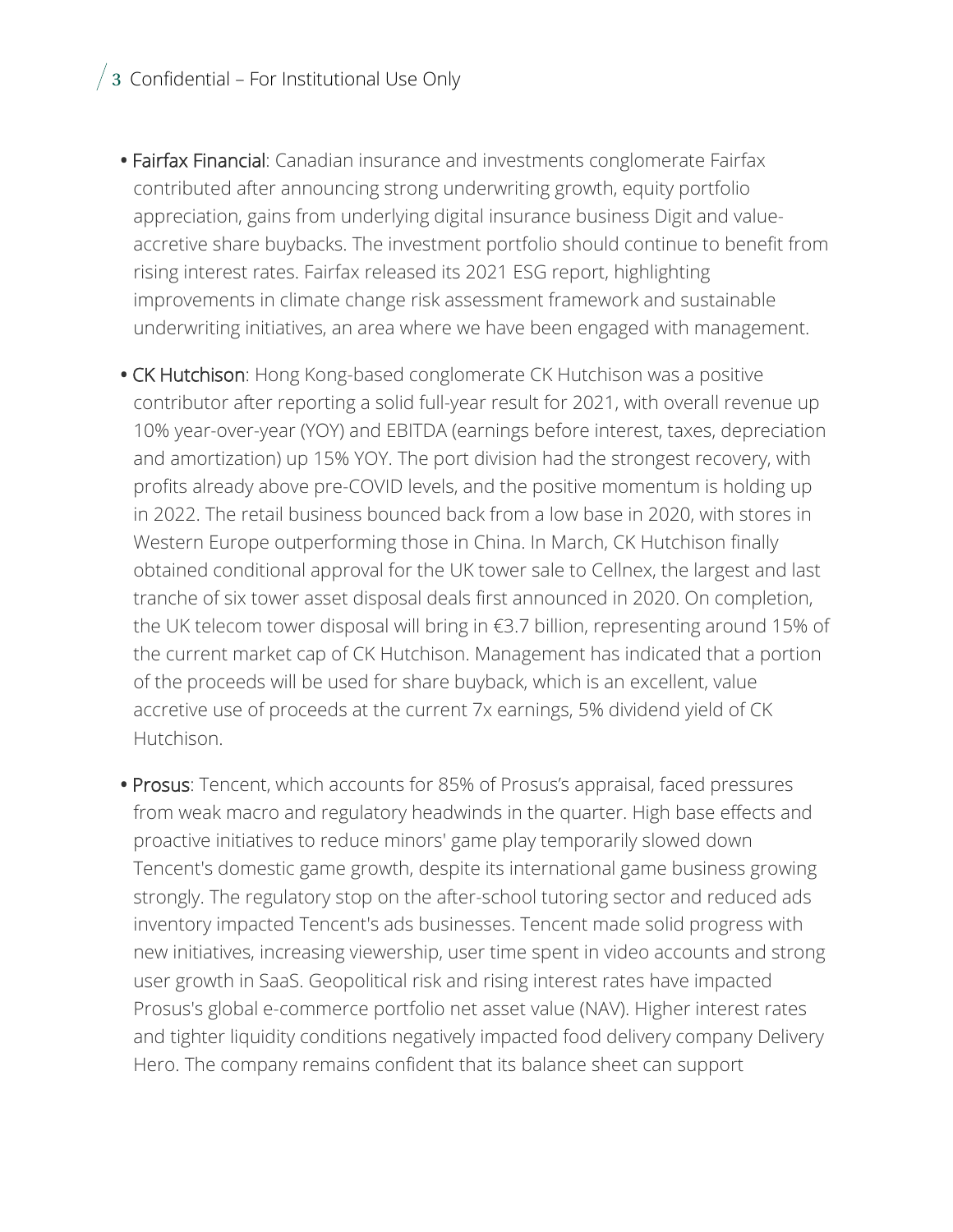- **Fairfax Financial**: Canadian insurance and investments conglomerate Fairfax contributed after announcing strong underwriting growth, equity portfolio appreciation, gains from underlying digital insurance business Digit and value-accretive share buybacks. The investment portfolio should continue to benefit from rising interest rates. Fairfax released its 2021 ESG report, highlighting improvements in climate change risk assessment framework and sustainable underwriting initiatives, an area where we have been engaged with management.
- **CK Hutchison**: Hong Kong-based conglomerate CK Hutchison was a positive contributor after reporting a solid full-year result for 2021, with overall revenue up 10% year-over-year (YOY) and EBITDA (earnings before interest, taxes, depreciation and amortization) up 15% YOY. The port division had the strongest recovery, with profits already above pre-COVID levels, and the positive momentum is holding up in 2022. The retail business bounced back from a low base in 2020, with stores in Western Europe outperforming those in China. In March, CK Hutchison finally obtained conditional approval for the UK tower sale to Cellnex, the largest and last tranche of six tower asset disposal deals first announced in 2020. On completion, the UK telecom tower disposal will bring in €3.7 billion, representing around 15% of the current market cap of CK Hutchison. Management has indicated that a portion of the proceeds will be used for share buyback, which is an excellent, value accretive use of proceeds at the current 7x earnings, 5% dividend yield of CK Hutchison.
- **Prosus**: Tencent, which accounts for 85% of Prosus's appraisal, faced pressures from weak macro and regulatory headwinds in the quarter. High base effects and proactive initiatives to reduce minors' game play temporarily slowed down Tencent's domestic game growth, despite its international game business growing strongly. The regulatory stop on the after-school tutoring sector and reduced ads inventory impacted Tencent's ads businesses. Tencent made solid progress with new initiatives, increasing viewership, user time spent in video accounts and strong user growth in SaaS. Geopolitical risk and rising interest rates have impacted Prosus's global e-commerce portfolio net asset value (NAV). Higher interest rates and tighter liquidity conditions negatively impacted food delivery company Delivery Hero. The company remains confident that its balance sheet can support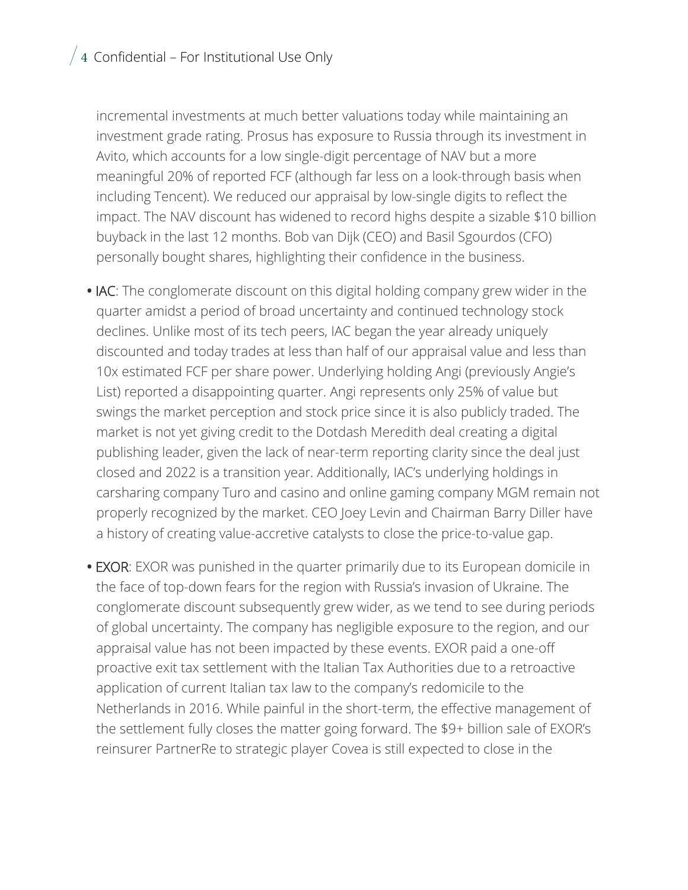incremental investments at much better valuations today while maintaining an investment grade rating. Prosus has exposure to Russia through its investment in Avito, which accounts for a low single-digit percentage of NAV but a more meaningful 20% of reported FCF (although far less on a look-through basis when including Tencent). We reduced our appraisal by low-single digits to reflect the impact. The NAV discount has widened to record highs despite a sizable $10 billion buyback in the last 12 months. Bob van Dijk (CEO) and Basil Sgourdos (CFO) personally bought shares, highlighting their confidence in the business.

- IAC: The conglomerate discount on this digital holding company grew wider in the quarter amidst a period of broad uncertainty and continued technology stock declines. Unlike most of its tech peers, IAC began the year already uniquely discounted and today trades at less than half of our appraisal value and less than 10x estimated FCF per share power. Underlying holding Angi (previously Angie's List) reported a disappointing quarter. Angi represents only 25% of value but swings the market perception and stock price since it is also publicly traded. The market is not yet giving credit to the Dotdash Meredith deal creating a digital publishing leader, given the lack of near-term reporting clarity since the deal just closed and 2022 is a transition year. Additionally, IAC's underlying holdings in carsharing company Turo and casino and online gaming company MGM remain not properly recognized by the market. CEO Joey Levin and Chairman Barry Diller have a history of creating value-accretive catalysts to close the price-to-value gap.

- EXOR: EXOR was punished in the quarter primarily due to its European domicile in the face of top-down fears for the region with Russia's invasion of Ukraine. The conglomerate discount subsequently grew wider, as we tend to see during periods of global uncertainty. The company has negligible exposure to the region, and our appraisal value has not been impacted by these events. EXOR paid a one-off proactive exit tax settlement with the Italian Tax Authorities due to a retroactive application of current Italian tax law to the company's redomicile to the Netherlands in 2016. While painful in the short-term, the effective management of the settlement fully closes the matter going forward. The $9+ billion sale of EXOR's reinsurer PartnerRe to strategic player Covea is still expected to close in the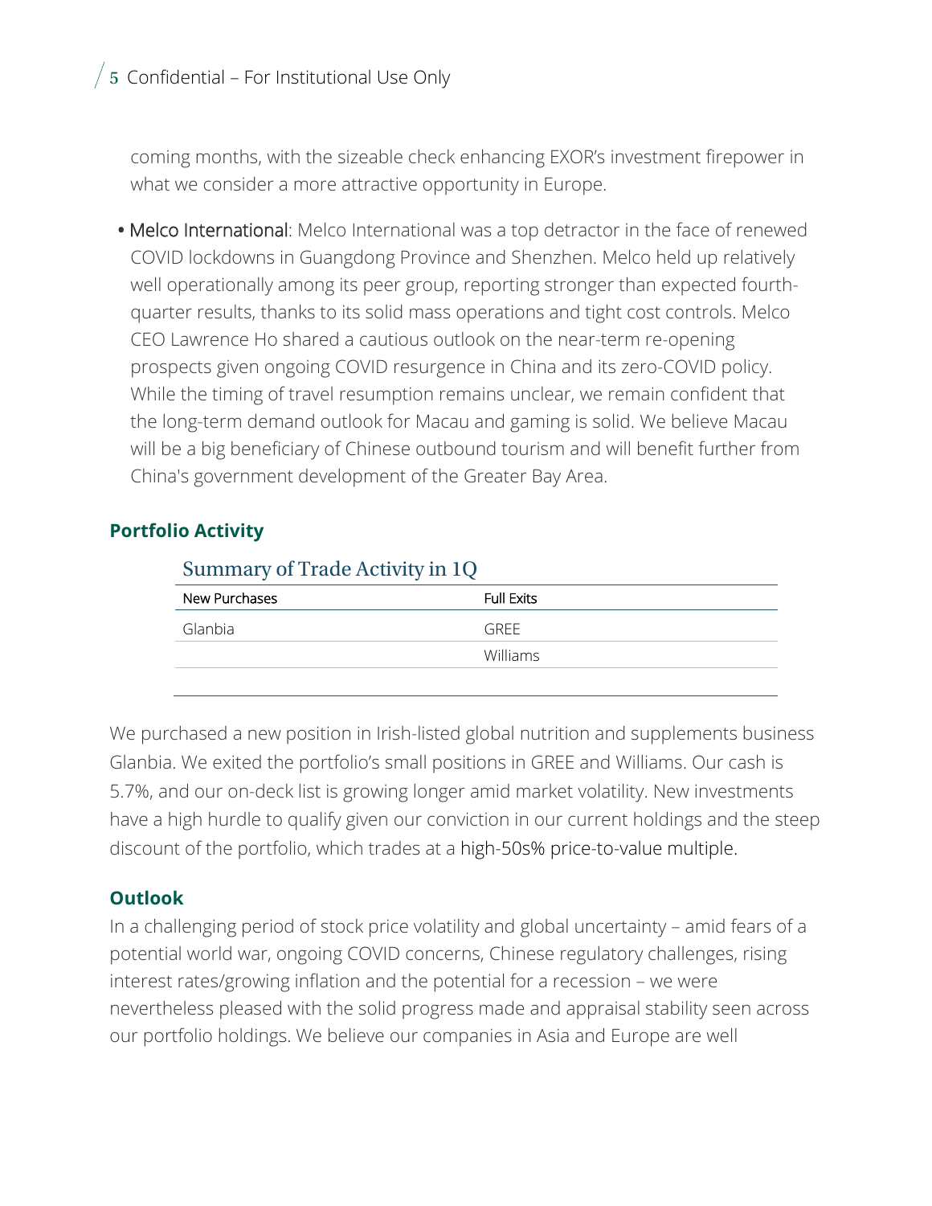coming months, with the sizeable check enhancing EXOR's investment firepower in what we consider a more attractive opportunity in Europe.

- Melco International: Melco International was a top detractor in the face of renewed COVID lockdowns in Guangdong Province and Shenzhen. Melco held up relatively well operationally among its peer group, reporting stronger than expected fourth-quarter results, thanks to its solid mass operations and tight cost controls. Melco CEO Lawrence Ho shared a cautious outlook on the near-term re-opening prospects given ongoing COVID resurgence in China and its zero-COVID policy. While the timing of travel resumption remains unclear, we remain confident that the long-term demand outlook for Macau and gaming is solid. We believe Macau will be a big beneficiary of Chinese outbound tourism and will benefit further from China's government development of the Greater Bay Area.

## Portfolio Activity

### Summary of Trade Activity in 1Q

| New Purchases | Full Exits |
|---|---|
| Glanbia | GREE |
| | Williams |

We purchased a new position in Irish-listed global nutrition and supplements business Glanbia. We exited the portfolio's small positions in GREE and Williams. Our cash is 5.7%, and our on-deck list is growing longer amid market volatility. New investments have a high hurdle to qualify given our conviction in our current holdings and the steep discount of the portfolio, which trades at a high-50s% price-to-value multiple.

## Outlook

In a challenging period of stock price volatility and global uncertainty – amid fears of a potential world war, ongoing COVID concerns, Chinese regulatory challenges, rising interest rates/growing inflation and the potential for a recession – we were nevertheless pleased with the solid progress made and appraisal stability seen across our portfolio holdings. We believe our companies in Asia and Europe are well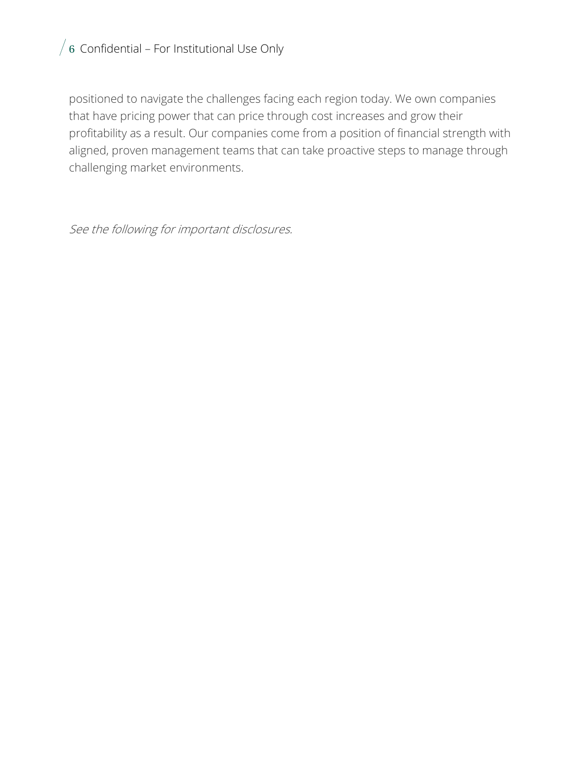positioned to navigate the challenges facing each region today. We own companies that have pricing power that can price through cost increases and grow their profitability as a result. Our companies come from a position of financial strength with aligned, proven management teams that can take proactive steps to manage through challenging market environments.

*See the following for important disclosures.*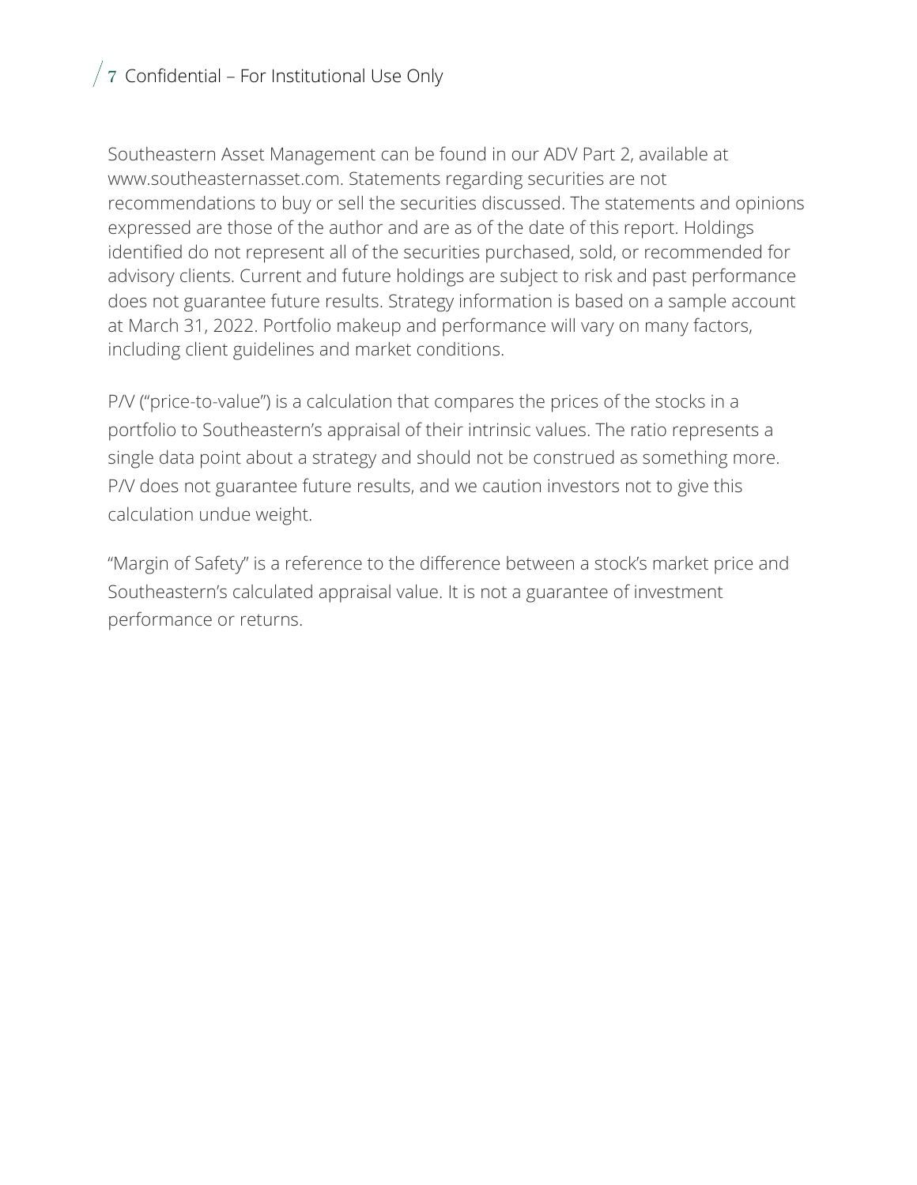Southeastern Asset Management can be found in our ADV Part 2, available at www.southeasternasset.com. Statements regarding securities are not recommendations to buy or sell the securities discussed. The statements and opinions expressed are those of the author and are as of the date of this report. Holdings identified do not represent all of the securities purchased, sold, or recommended for advisory clients. Current and future holdings are subject to risk and past performance does not guarantee future results. Strategy information is based on a sample account at March 31, 2022. Portfolio makeup and performance will vary on many factors, including client guidelines and market conditions.

P/V ("price-to-value") is a calculation that compares the prices of the stocks in a portfolio to Southeastern's appraisal of their intrinsic values. The ratio represents a single data point about a strategy and should not be construed as something more. P/V does not guarantee future results, and we caution investors not to give this calculation undue weight.

"Margin of Safety" is a reference to the difference between a stock's market price and Southeastern's calculated appraisal value. It is not a guarantee of investment performance or returns.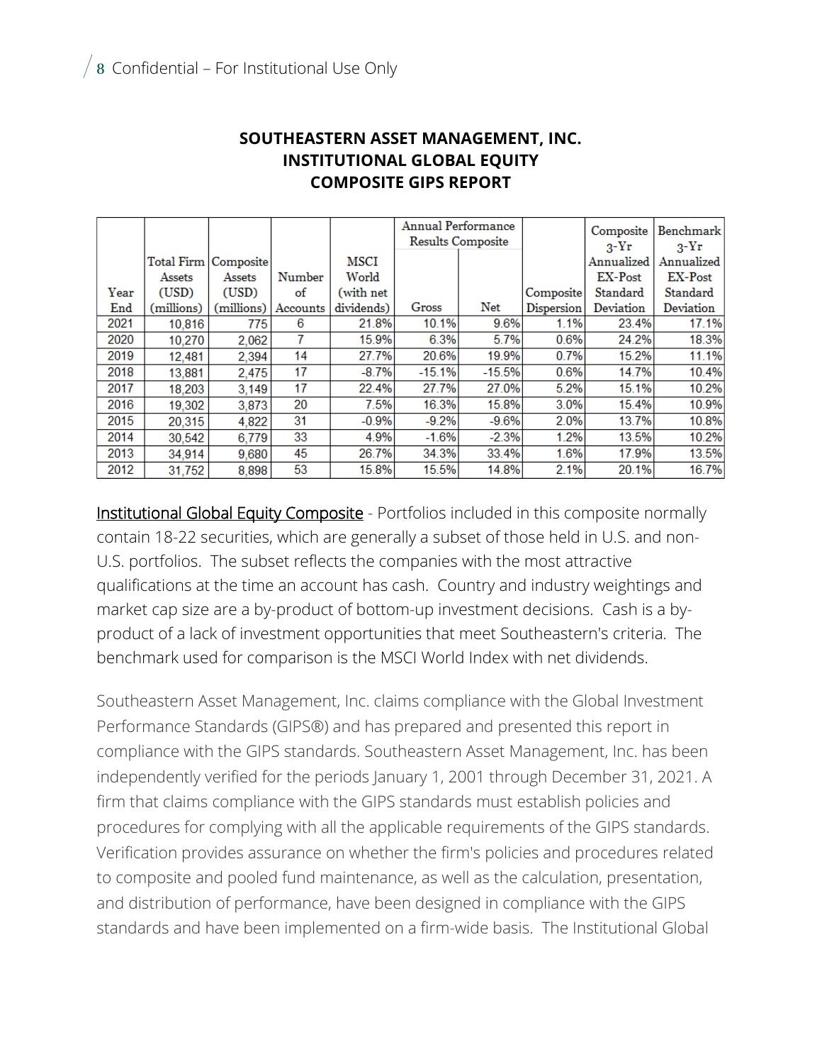**SOUTHEASTERN ASSET MANAGEMENT, INC.**
**INSTITUTIONAL GLOBAL EQUITY**
**COMPOSITE GIPS REPORT**

| Year End | Total Firm Assets (USD) (millions) | Composite Assets (USD) (millions) | Number of Accounts | MSCI World (with net dividends) | Annual Performance Results Composite | | Composite Dispersion | Composite 3-Yr Annualized EX-Post Standard Deviation | Benchmark 3-Yr Annualized EX-Post Standard Deviation |
|---|---|---|---|---|---|---|---|---|---|
| | | | | | Gross | Net | | | |
| 2021 | 10,816 | 775 | 6 | 21.8% | 10.1% | 9.6% | 1.1% | 23.4% | 17.1% |
| 2020 | 10,270 | 2,062 | 7 | 15.9% | 6.3% | 5.7% | 0.6% | 24.2% | 18.3% |
| 2019 | 12,481 | 2,394 | 14 | 27.7% | 20.6% | 19.9% | 0.7% | 15.2% | 11.1% |
| 2018 | 13,881 | 2,475 | 17 | -8.7% | -15.1% | -15.5% | 0.6% | 14.7% | 10.4% |
| 2017 | 18,203 | 3,149 | 17 | 22.4% | 27.7% | 27.0% | 5.2% | 15.1% | 10.2% |
| 2016 | 19,302 | 3,873 | 20 | 7.5% | 16.3% | 15.8% | 3.0% | 15.4% | 10.9% |
| 2015 | 20,315 | 4,822 | 31 | -0.9% | -9.2% | -9.6% | 2.0% | 13.7% | 10.8% |
| 2014 | 30,542 | 6,779 | 33 | 4.9% | -1.6% | -2.3% | 1.2% | 13.5% | 10.2% |
| 2013 | 34,914 | 9,680 | 45 | 26.7% | 34.3% | 33.4% | 1.6% | 17.9% | 13.5% |
| 2012 | 31,752 | 8,898 | 53 | 15.8% | 15.5% | 14.8% | 2.1% | 20.1% | 16.7% |

Institutional Global Equity Composite - Portfolios included in this composite normally contain 18-22 securities, which are generally a subset of those held in U.S. and non-U.S. portfolios. The subset reflects the companies with the most attractive qualifications at the time an account has cash. Country and industry weightings and market cap size are a by-product of bottom-up investment decisions. Cash is a by-product of a lack of investment opportunities that meet Southeastern's criteria. The benchmark used for comparison is the MSCI World Index with net dividends.

Southeastern Asset Management, Inc. claims compliance with the Global Investment Performance Standards (GIPS®) and has prepared and presented this report in compliance with the GIPS standards. Southeastern Asset Management, Inc. has been independently verified for the periods January 1, 2001 through December 31, 2021. A firm that claims compliance with the GIPS standards must establish policies and procedures for complying with all the applicable requirements of the GIPS standards. Verification provides assurance on whether the firm's policies and procedures related to composite and pooled fund maintenance, as well as the calculation, presentation, and distribution of performance, have been designed in compliance with the GIPS standards and have been implemented on a firm-wide basis. The Institutional Global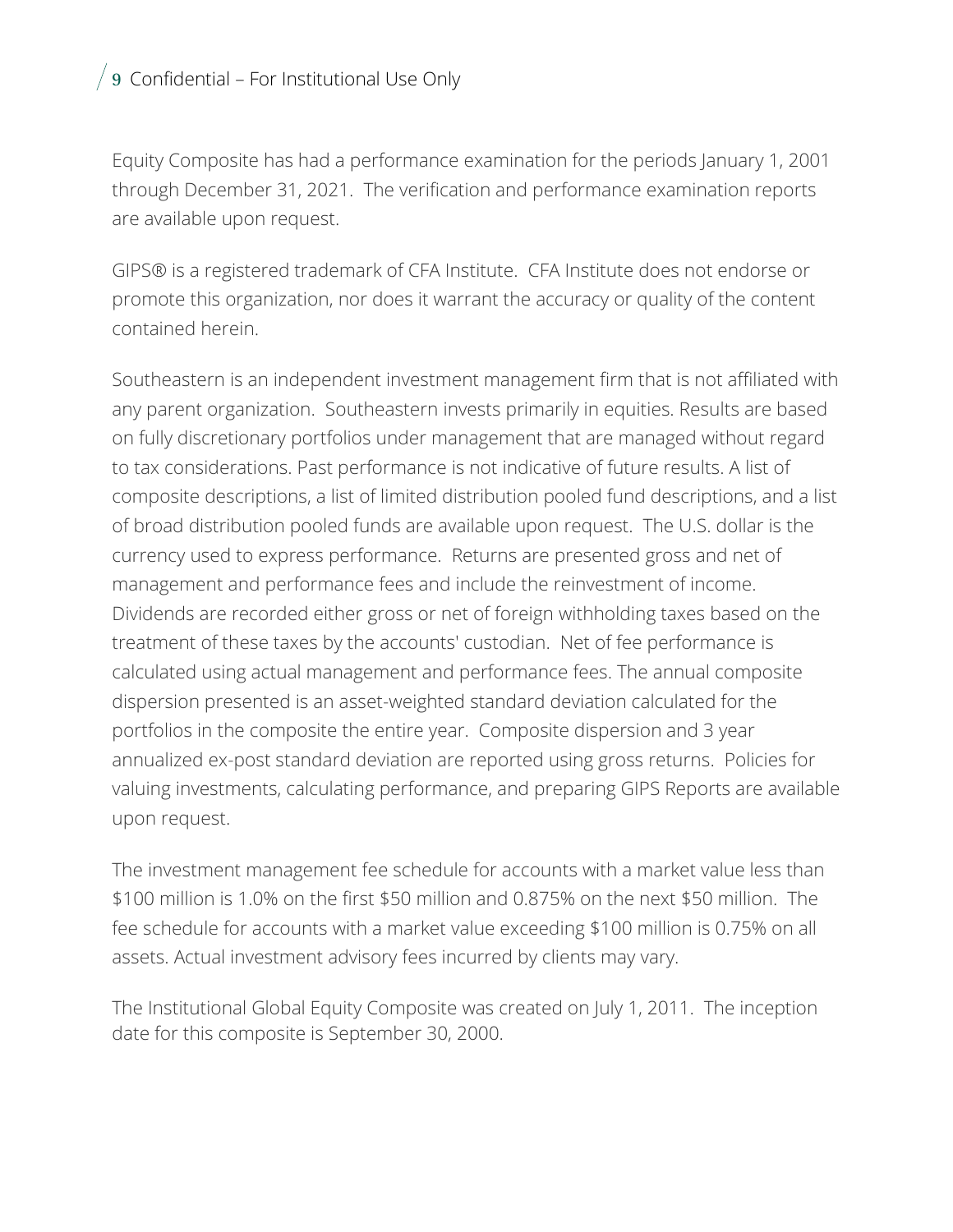Equity Composite has had a performance examination for the periods January 1, 2001 through December 31, 2021. The verification and performance examination reports are available upon request.

GIPS® is a registered trademark of CFA Institute. CFA Institute does not endorse or promote this organization, nor does it warrant the accuracy or quality of the content contained herein.

Southeastern is an independent investment management firm that is not affiliated with any parent organization. Southeastern invests primarily in equities. Results are based on fully discretionary portfolios under management that are managed without regard to tax considerations. Past performance is not indicative of future results. A list of composite descriptions, a list of limited distribution pooled fund descriptions, and a list of broad distribution pooled funds are available upon request. The U.S. dollar is the currency used to express performance. Returns are presented gross and net of management and performance fees and include the reinvestment of income. Dividends are recorded either gross or net of foreign withholding taxes based on the treatment of these taxes by the accounts' custodian. Net of fee performance is calculated using actual management and performance fees. The annual composite dispersion presented is an asset-weighted standard deviation calculated for the portfolios in the composite the entire year. Composite dispersion and 3 year annualized ex-post standard deviation are reported using gross returns. Policies for valuing investments, calculating performance, and preparing GIPS Reports are available upon request.

The investment management fee schedule for accounts with a market value less than \$100 million is 1.0% on the first \$50 million and 0.875% on the next \$50 million. The fee schedule for accounts with a market value exceeding \$100 million is 0.75% on all assets. Actual investment advisory fees incurred by clients may vary.

The Institutional Global Equity Composite was created on July 1, 2011. The inception date for this composite is September 30, 2000.